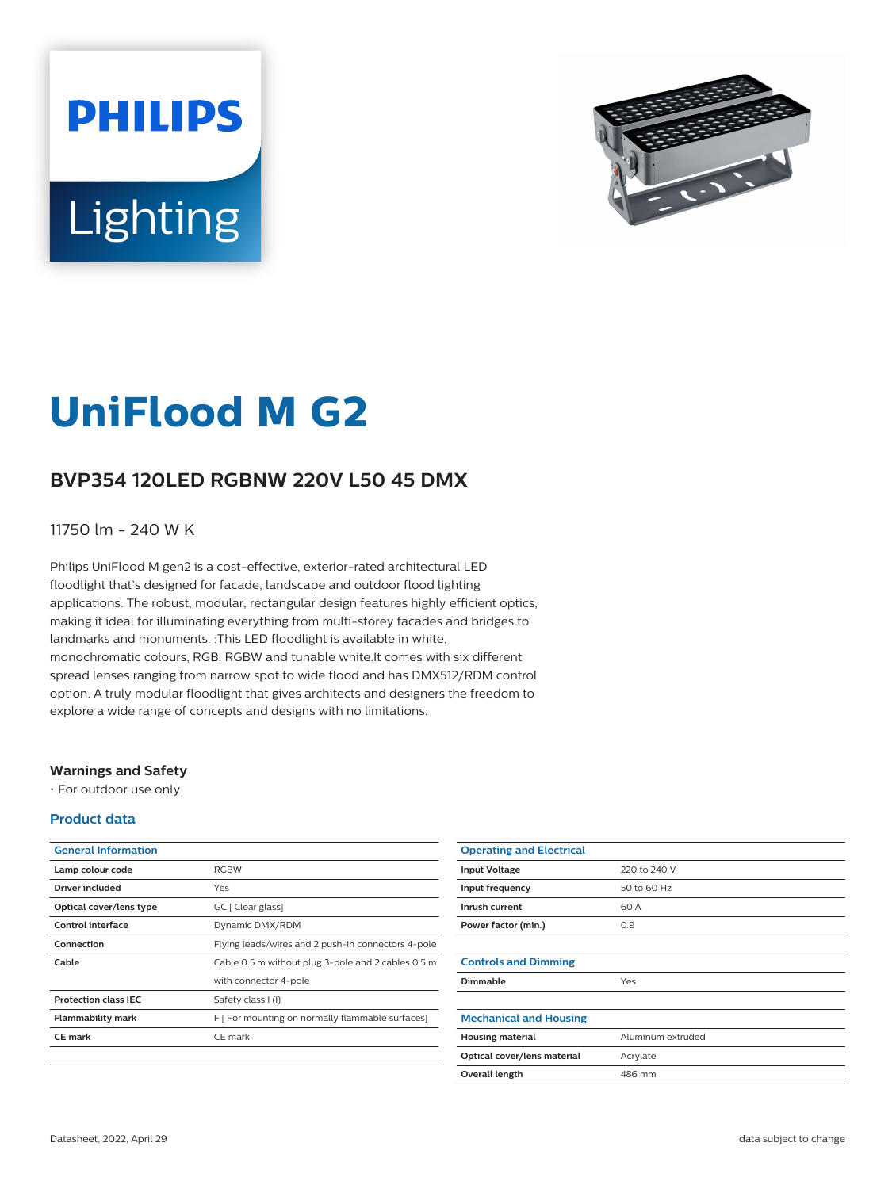# UniFlood M G2

## BVP354 120LED RGBNW 220V L50 45 DMX

11750 lm - 240 W K

Philips UniFlood M gen2 is a cost-effective, exterior-rated architectural LED floodlight that's designed for facade, landscape and outdoor flood lighting applications. The robust, modular, rectangular design features highly efficient optics, making it ideal for illuminating everything from multi-storey facades and bridges to landmarks and monuments. ;This LED floodlight is available in white, monochromatic colours, RGB, RGBW and tunable white.It comes with six different spread lenses ranging from narrow spot to wide flood and has DMX512/RDM control option. A truly modular floodlight that gives architects and designers the freedom to explore a wide range of concepts and designs with no limitations.

### Warnings and Safety

- For outdoor use only.

### Product data

| General Information | |
|---|---|
| Lamp colour code | RGBW |
| Driver included | Yes |
| Optical cover/lens type | GC [ Clear glass] |
| Control interface | Dynamic DMX/RDM |
| Connection | Flying leads/wires and 2 push-in connectors 4-pole |
| Cable | Cable 0.5 m without plug 3-pole and 2 cables 0.5 m with connector 4-pole |
| Protection class IEC | Safety class I (I) |
| Flammability mark | F [ For mounting on normally flammable surfaces] |
| CE mark | CE mark |

| Operating and Electrical | |
|---|---|
| Input Voltage | 220 to 240 V |
| Input frequency | 50 to 60 Hz |
| Inrush current | 60 A |
| Power factor (min.) | 0.9 |

| Controls and Dimming | |
|---|---|
| Dimmable | Yes |

| Mechanical and Housing | |
|---|---|
| Housing material | Aluminum extruded |
| Optical cover/lens material | Acrylate |
| Overall length | 486 mm |

Datasheet, 2022, April 29

data subject to change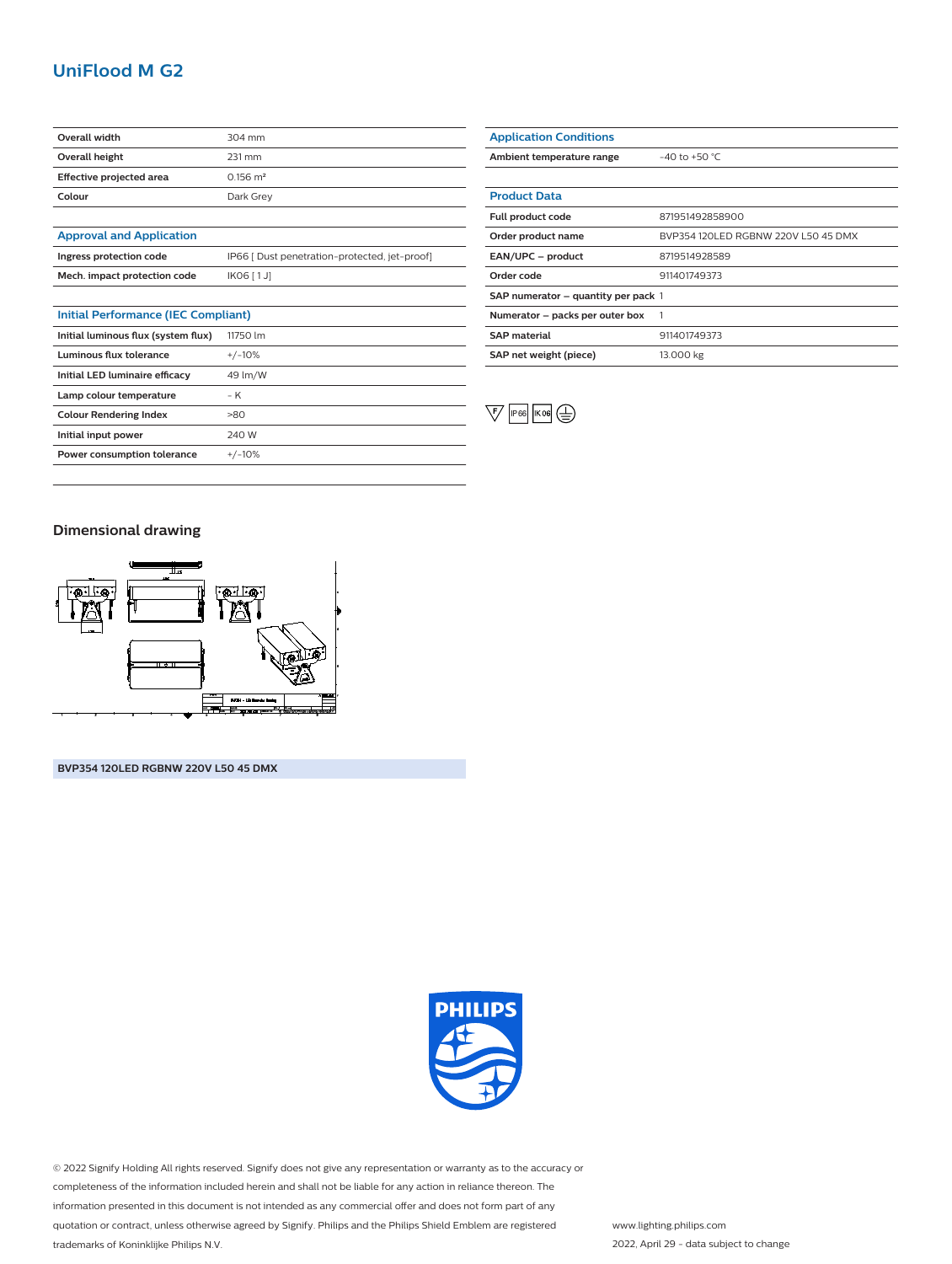# UniFlood M G2

| | |
|---|---|
| Overall width | 304 mm |
| Overall height | 231 mm |
| Effective projected area | 0.156 m² |
| Colour | Dark Grey |

## Approval and Application

| | |
|---|---|
| Ingress protection code | IP66 [ Dust penetration-protected, jet-proof] |
| Mech. impact protection code | IK06 [ 1 J] |

## Initial Performance (IEC Compliant)

| | |
|---|---|
| Initial luminous flux (system flux) | 11750 lm |
| Luminous flux tolerance | +/-10% |
| Initial LED luminaire efficacy | 49 lm/W |
| Lamp colour temperature | - K |
| Colour Rendering Index | >80 |
| Initial input power | 240 W |
| Power consumption tolerance | +/-10% |

## Application Conditions

| | |
|---|---|
| Ambient temperature range | -40 to +50 °C |

## Product Data

| | |
|---|---|
| Full product code | 871951492858900 |
| Order product name | BVP354 120LED RGBNW 220V L50 45 DMX |
| EAN/UPC – product | 8719514928589 |
| Order code | 911401749373 |
| SAP numerator – quantity per pack | 1 |
| Numerator – packs per outer box | 1 |
| SAP material | 911401749373 |
| SAP net weight (piece) | 13.000 kg |

F IP66 IK06

## Dimensional drawing

**BVP354 120LED RGBNW 220V L50 45 DMX**

© 2022 Signify Holding All rights reserved. Signify does not give any representation or warranty as to the accuracy or completeness of the information included herein and shall not be liable for any action in reliance thereon. The information presented in this document is not intended as any commercial offer and does not form part of any quotation or contract, unless otherwise agreed by Signify. Philips and the Philips Shield Emblem are registered trademarks of Koninklijke Philips N.V.

www.lighting.philips.com

2022, April 29 - data subject to change